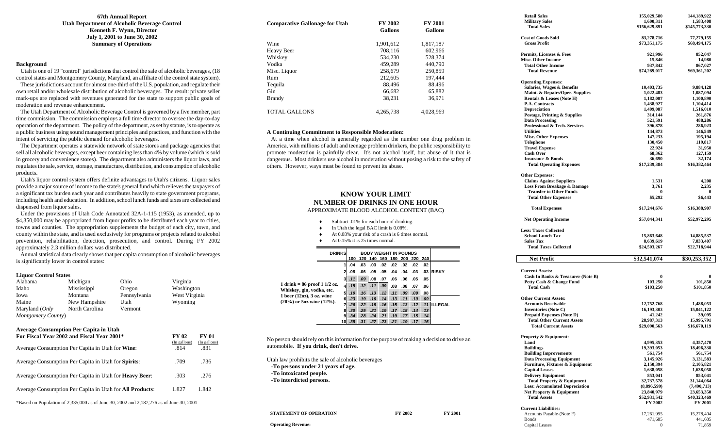**67th Annual Report**
**Utah Department of Alcoholic Beverage Control**
**Kenneth F. Wynn, Director**
**July 1, 2001 to June 30, 2002**
**Summary of Operations**

### Background

Utah is one of 19 "control" jurisdictions that control the sale of alcoholic beverages, (18 control states and Montgomery County, Maryland, an affiliate of the control state system). These jurisdictions account for almost one-third of the U.S. population, and regulate their own retail and/or wholesale distribution of alcoholic beverages. The result: private seller mark-ups are replaced with revenues generated for the state to support public goals of moderation and revenue enhancement.

The Utah Department of Alcoholic Beverage Control is governed by a five member, part time commission. The commission employs a full time director to oversee the day-to-day operation of the department. The policy of the department, as set by statute, is to operate as a public business using sound management principles and practices, and function with the intent of servicing the public demand for alcoholic beverages.

The Department operates a statewide network of state stores and package agencies that sell all alcoholic beverages, except beer containing less than 4% by volume (which is sold in grocery and convenience stores). The department also administers the liquor laws, and regulates the sale, service, storage, manufacture, distribution, and consumption of alcoholic products.

Utah's liquor control system offers definite advantages to Utah's citizens. Liquor sales provide a major source of income to the state's general fund which relieves the taxpayers of a significant tax burden each year and contributes heavily to state government programs, including health and education. In addition, school lunch funds and taxes are collected and dispensed from liquor sales.

Under the provisions of Utah Code Annotated 32A-1-115 (1953), as amended, up to $4,350,000 may be appropriated from liquor profits to be distributed each year to cities, towns and counties. The appropriation supplements the budget of each city, town, and county within the state, and is used exclusively for programs or projects related to alcohol prevention, rehabilitation, detection, prosecution, and control. During FY 2002 approximately 2.3 million dollars was distributed.

Annual statistical data clearly shows that per capita consumption of alcoholic beverages is significantly lower in control states:

**Liquor Control States**

| | | | |
|---|---|---|---|
| Alabama | Michigan | Ohio | Virginia |
| Idaho | Mississippi | Oregon | Washington |
| Iowa | Montana | Pennsylvania | West Virginia |
| Maine | New Hampshire | Utah | Wyoming |
| Maryland (*Only Montgomery County*) | North Carolina | Vermont | |

**Average Consumption Per Capita in Utah**
**For Fiscal Year 2002 and Fiscal Year 2001***

| | FY 02 (In gallons) | FY 01 (In gallons) |
|---|---|---|
| Average Consumption Per Capita in Utah for **Wine**: | .814 | .831 |
| Average Consumption Per Capita in Utah for **Spirits**: | .709 | .736 |
| Average Consumption Per Capita in Utah for **Heavy Beer**: | .303 | .276 |
| Average Consumption Per Capita in Utah for **All Products**: | 1.827 | 1.842 |

*Based on Population of 2,335,000 as of June 30, 2002 and 2,187,276 as of June 30, 2001

| **Comparative Gallonage for Utah** | **FY 2002 Gallons** | **FY 2001 Gallons** |
|---|---|---|
| Wine | 1,901,612 | 1,817,187 |
| Heavy Beer | 708,116 | 602,966 |
| Whiskey | 534,230 | 528,374 |
| Vodka | 459,289 | 440,790 |
| Misc. Liquor | 258,679 | 250,859 |
| Rum | 212,605 | 197,444 |
| Tequila | 88,496 | 88,496 |
| Gin | 66,682 | 65,882 |
| Brandy | 38,231 | 36,971 |
| TOTAL GALLONS | 4,265,738 | 4,028,969 |

### A Continuing Commitment to Responsible Moderation:

At a time when alcohol is generally regarded as the number one drug problem in America, with millions of adult and teenage problem drinkers, the public responsibility to promote moderation is painfully clear. It's not alcohol itself, but abuse of it that is dangerous. Most drinkers use alcohol in moderation without posing a risk to the safety of others. However, ways must be found to prevent its abuse.

## KNOW YOUR LIMIT
## NUMBER OF DRINKS IN ONE HOUR

APPROXIMATE BLOOD ALCOHOL CONTENT (BAC)

- Subtract .01% for each hour of drinking.
- In Utah the legal BAC limit is 0.08%.
- At 0.08% your risk of a crash is 6 times normal.
- At 0.15% it is 25 times normal.

1 drink = 86 proof 1 1/2 oz. Whiskey, gin, vodka, etc. 1 beer (12oz), 3 oz. wine (20%) or 5oz wine (12%).

| DRINKS | 100 | 120 | 140 | 160 | 180 | 200 | 220 | 240 | |
|---|---|---|---|---|---|---|---|---|---|
| 1 | .04 | .03 | .03 | .02 | .02 | .02 | .02 | .02 | |
| 2 | .08 | .06 | .05 | .05 | .04 | .04 | .03 | .03 | RISKY |
| 3 | .11 | .09 | .08 | .07 | .06 | .06 | .05 | .05 | |
| 4 | .15 | .12 | .11 | .09 | .08 | .08 | .07 | .06 | |
| 5 | .19 | .16 | .13 | .12 | .11 | .09 | .09 | .08 | |
| 6 | .23 | .19 | .16 | .14 | .13 | .11 | .10 | .09 | |
| 7 | .26 | .22 | .19 | .16 | .15 | .13 | .12 | .11 | ILLEGAL |
| 8 | .30 | .25 | .21 | .19 | .17 | .15 | .14 | .13 | |
| 9 | .34 | .28 | .24 | .21 | .19 | .17 | .15 | .14 | |
| 10 | .38 | .31 | .27 | .23 | .21 | .19 | .17 | .16 | |

(Column headings: BODY WEIGHT IN POUNDS)

No person should rely on this information for the purpose of making a decision to drive an automobile. **If you drink, don't drive**.

Utah law prohibits the sale of alcoholic beverages
**-To persons under 21 years of age.**
**-To intoxicated people.**
**-To interdicted persons.**

| **STATEMENT OF OPERATION** | **FY 2002** | **FY 2001** |
|---|---|---|
| **Operating Revenue:** | | |
| **Retail Sales** | 155,029,580 | 144,189,922 |
| **Military Sales** | 1,600,311 | 1,583,408 |
| **Total Sales** | $156,629,891 | $145,773,330 |
| **Cost of Goods Sold** | 83,278,716 | 77,279,155 |
| **Gross Profit** | $73,351,175 | $68,494,175 |
| **Permits, Licenses & Fees** | 921,996 | 852,047 |
| **Misc. Other Income** | 15,846 | 14,980 |
| **Total Other Income** | 937,842 | 867,027 |
| **Total Revenue** | $74,289,017 | $69,361,202 |
| **Operating Expenses:** | | |
| **Salaries, Wages & Benefits** | 10,403,735 | 9,884,128 |
| **Maint. & Repairs/Oper. Supplies** | 1,022,483 | 1,087,094 |
| **Rentals & Leases (Note H)** | 1,182,007 | 1,100,890 |
| **P.A. Contracts** | 1,438,927 | 1,104,414 |
| **Depreciation** | 1,409,087 | 1,516,010 |
| **Postage, Printing & Supplies** | 314,144 | 261,876 |
| **Data Processing** | 521,591 | 488,286 |
| **Professional & Tech. Services** | 396,878 | 286,923 |
| **Utilities** | 144,873 | 146,549 |
| **Misc. Other Expenses** | 147,233 | 195,194 |
| **Telephone** | 130,450 | 119,817 |
| **Travel Expense** | 22,924 | 31,950 |
| **Cash Over** | 68,362 | 127,159 |
| **Insurance & Bonds** | 36,690 | 32,174 |
| **Total Operating Expenses** | $17,239,384 | $16,382,464 |
| **Other Expenses:** | | |
| **Claims Against Suppliers** | 1,531 | 4,208 |
| **Loss From Breakage & Damage** | 3,761 | 2,235 |
| **Transfer to Other Funds** | 0 | 0 |
| **Total Other Expenses** | $5,292 | $6,443 |
| **Total Expenses** | $17,244,676 | $16,388,907 |
| **Net Operating Income** | $57,044,341 | $52,972,295 |
| **Less: Taxes Collected** | | |
| **School Lunch Tax** | 15,863,648 | 14,885,537 |
| **Sales Tax** | 8,639,619 | 7,833,407 |
| **Total Taxes Collected** | $24,503,267 | $22,718,944 |
| **Net Profit** | $32,541,074 | $30,253,352 |
| **Current Assets:** | | |
| **Cash In Banks & Treasurer (Note B)** | 0 | 0 |
| **Petty Cash & Change Fund** | 103,250 | 101,850 |
| **Total Cash** | $103,250 | $101,850 |
| **Other Current Assets:** | | |
| **Accounts Receivable** | 12,752,768 | 1,488,053 |
| **Inventories (Note C)** | 16,193,303 | 15,041,122 |
| **Prepaid Expenses (Note D)** | 41,242 | 39,095 |
| **Total Other Current Assets** | 28,987,313 | 15,995,791 |
| **Total Current Assets** | $29,090,563 | $16,670,119 |
| **Property & Equipment:** | | |
| **Land** | 4,995,353 | 4,357,470 |
| **Buildings** | 19,393,053 | 18,496,338 |
| **Building Improvements** | 561,754 | 561,754 |
| **Data Processing Equipment** | 3,145,926 | 3,131,583 |
| **Furniture, Fixtures & Equipment** | 2,150,394 | 2,105,821 |
| **Capital Leases** | 1,638,058 | 1,638,058 |
| **Delivery Equipment** | 853,041 | 853,041 |
| **Total Property & Equipment** | 32,737,578 | 31,144,064 |
| **Less: Accumulated Depreciation** | (8,896,599) | (7,490,713) |
| **Net Property & Equipment** | 23,840,979 | 23,653,350 |
| **Total Assets** | $52,931,542 | $40,323,469 |
| | **FY 2002** | **FY 2001** |
| **Current Liabilities:** | | |
| Accounts Payable-(Note F) | 17,261,995 | 15,278,404 |
| Bonds | 471,685 | 441,685 |
| Capital Leases | 0 | 71,859 |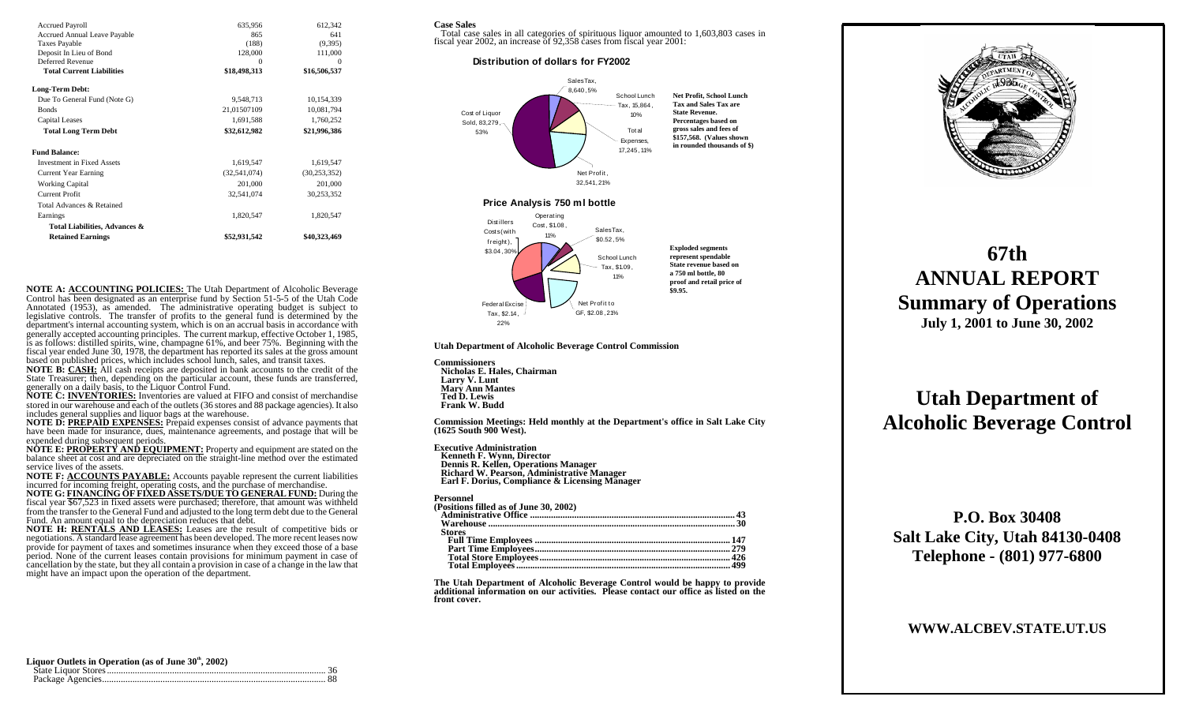| | | |
|---|---|---|
| Accrued Payroll | 635,956 | 612,342 |
| Accrued Annual Leave Payable | 865 | 641 |
| Taxes Payable | (188) | (9,395) |
| Deposit In Lieu of Bond | 128,000 | 111,000 |
| Deferred Revenue | 0 | 0 |
| **Total Current Liabilities** | **$18,498,313** | **$16,506,537** |
| **Long-Term Debt:** | | |
| Due To General Fund (Note G) | 9,548,713 | 10,154,339 |
| Bonds | 21,01507109 | 10,081,794 |
| Capital Leases | 1,691,588 | 1,760,252 |
| **Total Long Term Debt** | **$32,612,982** | **$21,996,386** |
| **Fund Balance:** | | |
| Investment in Fixed Assets | 1,619,547 | 1,619,547 |
| Current Year Earning | (32,541,074) | (30,253,352) |
| Working Capital | 201,000 | 201,000 |
| Current Profit | 32,541,074 | 30,253,352 |
| Total Advances & Retained | | |
| Earnings | 1,820,547 | 1,820,547 |
| **Total Liabilities, Advances &** | | |
| **Retained Earnings** | **$52,931,542** | **$40,323,469** |

**NOTE A: ACCOUNTING POLICIES:** The Utah Department of Alcoholic Beverage Control has been designated as an enterprise fund by Section 51-5-5 of the Utah Code Annotated (1953), as amended. The administrative operating budget is subject to legislative controls. The transfer of profits to the general fund is determined by the department's internal accounting system, which is on an accrual basis in accordance with generally accepted accounting principles. The current markup, effective October 1, 1985, is as follows: distilled spirits, wine, champagne 61%, and beer 75%. Beginning with the fiscal year ended June 30, 1978, the department has reported its sales at the gross amount based on published prices, which includes school lunch, sales, and transit taxes.

**NOTE B: CASH:** All cash receipts are deposited in bank accounts to the credit of the State Treasurer; then, depending on the particular account, these funds are transferred, generally on a daily basis, to the Liquor Control Fund.

**NOTE C: INVENTORIES:** Inventories are valued at FIFO and consist of merchandise stored in our warehouse and each of the outlets (36 stores and 88 package agencies). It also includes general supplies and liquor bags at the warehouse.

**NOTE D: PREPAID EXPENSES:** Prepaid expenses consist of advance payments that have been made for insurance, dues, maintenance agreements, and postage that will be expended during subsequent periods.

**NOTE E: PROPERTY AND EQUIPMENT:** Property and equipment are stated on the balance sheet at cost and are depreciated on the straight-line method over the estimated service lives of the assets.

**NOTE F: ACCOUNTS PAYABLE:** Accounts payable represent the current liabilities incurred for incoming freight, operating costs, and the purchase of merchandise.

**NOTE G: FINANCING OF FIXED ASSETS/DUE TO GENERAL FUND:** During the fiscal year $67,523 in fixed assets were purchased; therefore, that amount was withheld from the transfer to the General Fund and adjusted to the long term debt due to the General Fund. An amount equal to the depreciation reduces that debt.

**NOTE H: RENTALS AND LEASES:** Leases are the result of competitive bids or negotiations. A standard lease agreement has been developed. The more recent leases now provide for payment of taxes and sometimes insurance when they exceed those of a base period. None of the current leases contain provisions for minimum payment in case of cancellation by the state, but they all contain a provision in case of a change in the law that might have an impact upon the operation of the department.

**Liquor Outlets in Operation (as of June 30th, 2002)**

| | |
|---|---|
| State Liquor Stores | 36 |
| Package Agencies | 88 |

**Case Sales**

Total case sales in all categories of spirituous liquor amounted to 1,603,803 cases in fiscal year 2002, an increase of 92,358 cases from fiscal year 2001:

**Distribution of dollars for FY2002**

Sales Tax, 8,640, 5%

School Lunch Tax, 15,864, 10%

Total Expenses, 17,245, 11%

Net Profit, 32,541, 21%

Cost of Liquor Sold, 83,279, 53%

**Net Profit, School Lunch Tax and Sales Tax are State Revenue. Percentages based on gross sales and fees of $157,568. (Values shown in rounded thousands of $)**

**Price Analysis 750 ml bottle**

Operating Cost, $1.08, 11%

Sales Tax, $0.52, 5%

School Lunch Tax, $1.09, 11%

Net Profit to GF, $2.08, 21%

Federal Excise Tax, $2.14, 22%

Distillers Costs (with freight), $3.04, 30%

**Exploded segments represent spendable State revenue based on a 750 ml bottle, 80 proof and retail price of $9.95.**

**Utah Department of Alcoholic Beverage Control Commission**

**Commissioners**
**Nicholas E. Hales, Chairman**
**Larry V. Lunt**
**Mary Ann Mantes**
**Ted D. Lewis**
**Frank W. Budd**

**Commission Meetings: Held monthly at the Department's office in Salt Lake City (1625 South 900 West).**

**Executive Administration**
**Kenneth F. Wynn, Director**
**Dennis R. Kellen, Operations Manager**
**Richard W. Pearson, Administrative Manager**
**Earl F. Dorius, Compliance & Licensing Manager**

**Personnel**
**(Positions filled as of June 30, 2002)**

| | |
|---|---|
| **Administrative Office** | **43** |
| **Warehouse** | **30** |
| **Stores** | |
| **Full Time Employees** | **147** |
| **Part Time Employees** | **279** |
| **Total Store Employees** | **426** |
| **Total Employees** | **499** |

**The Utah Department of Alcoholic Beverage Control would be happy to provide additional information on our activities. Please contact our office as listed on the front cover.**

UTAH DEPARTMENT OF ALCOHOLIC BEVERAGE CONTROL 1935

# 67th ANNUAL REPORT

## Summary of Operations

**July 1, 2001 to June 30, 2002**

# Utah Department of Alcoholic Beverage Control

**P.O. Box 30408**
**Salt Lake City, Utah 84130-0408**
**Telephone - (801) 977-6800**

**WWW.ALCBEV.STATE.UT.US**